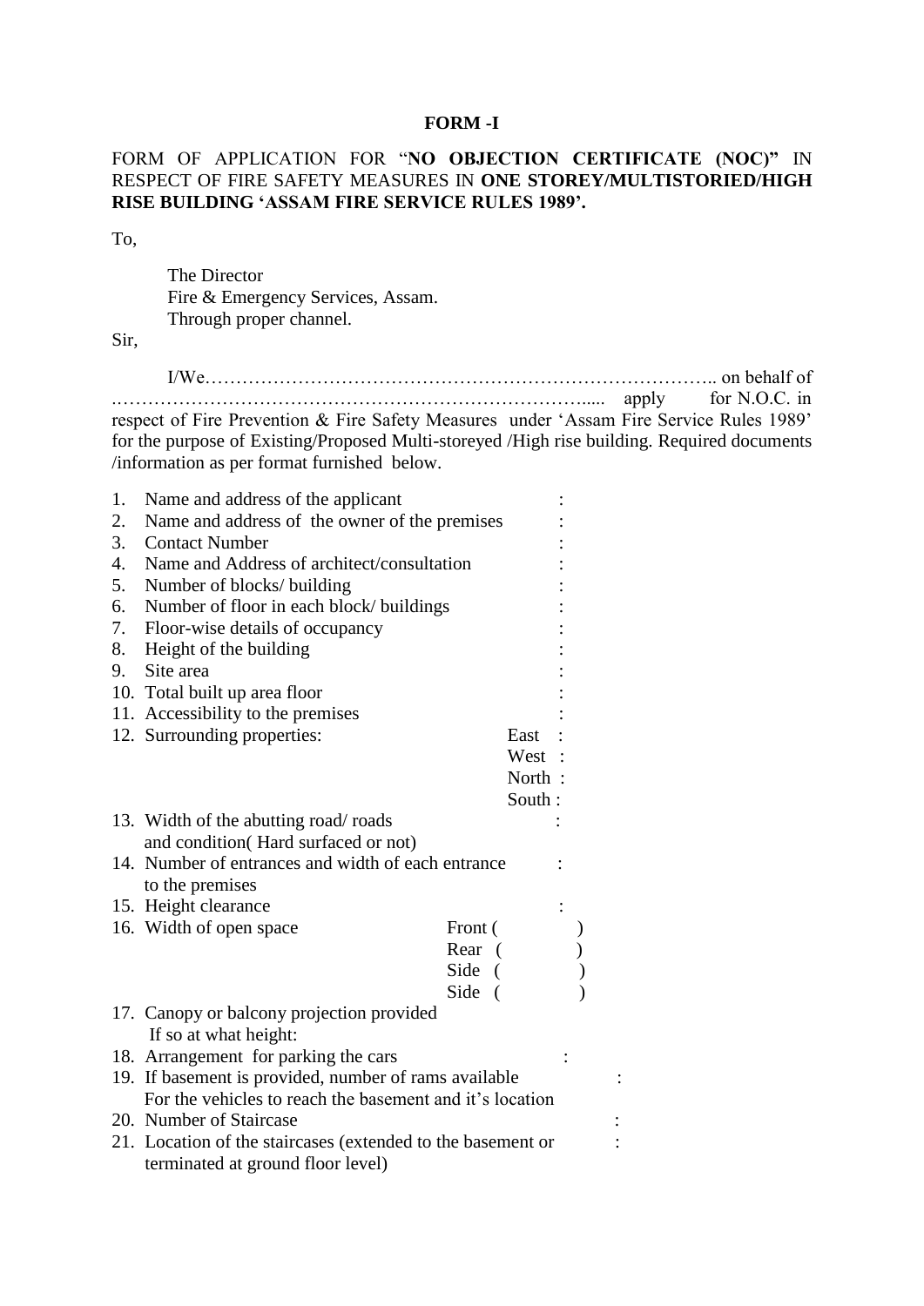# FORM -I

FORM OF APPLICATION FOR "**NO OBJECTION CERTIFICATE (NOC)"** IN RESPECT OF FIRE SAFETY MEASURES IN **ONE STOREY/MULTISTORIED/HIGH RISE BUILDING 'ASSAM FIRE SERVICE RULES 1989'.**

To,

The Director
Fire & Emergency Services, Assam.
Through proper channel.

Sir,

I/We……………………………………………………………………….. on behalf of ………………………………………………………………….... apply for N.O.C. in respect of Fire Prevention & Fire Safety Measures under 'Assam Fire Service Rules 1989' for the purpose of Existing/Proposed Multi-storeyed /High rise building. Required documents /information as per format furnished below.

1. Name and address of the applicant :
2. Name and address of the owner of the premises :
3. Contact Number :
4. Name and Address of architect/consultation :
5. Number of blocks/ building :
6. Number of floor in each block/ buildings :
7. Floor-wise details of occupancy :
8. Height of the building :
9. Site area :
10. Total built up area floor :
11. Accessibility to the premises :
12. Surrounding properties:
    East :
    West :
    North :
    South :
13. Width of the abutting road/ roads and condition( Hard surfaced or not) :
14. Number of entrances and width of each entrance to the premises :
15. Height clearance :
16. Width of open space
    Front ( )
    Rear ( )
    Side ( )
    Side ( )
17. Canopy or balcony projection provided If so at what height:
18. Arrangement for parking the cars :
19. If basement is provided, number of rams available For the vehicles to reach the basement and it's location :
20. Number of Staircase :
21. Location of the staircases (extended to the basement or terminated at ground floor level) :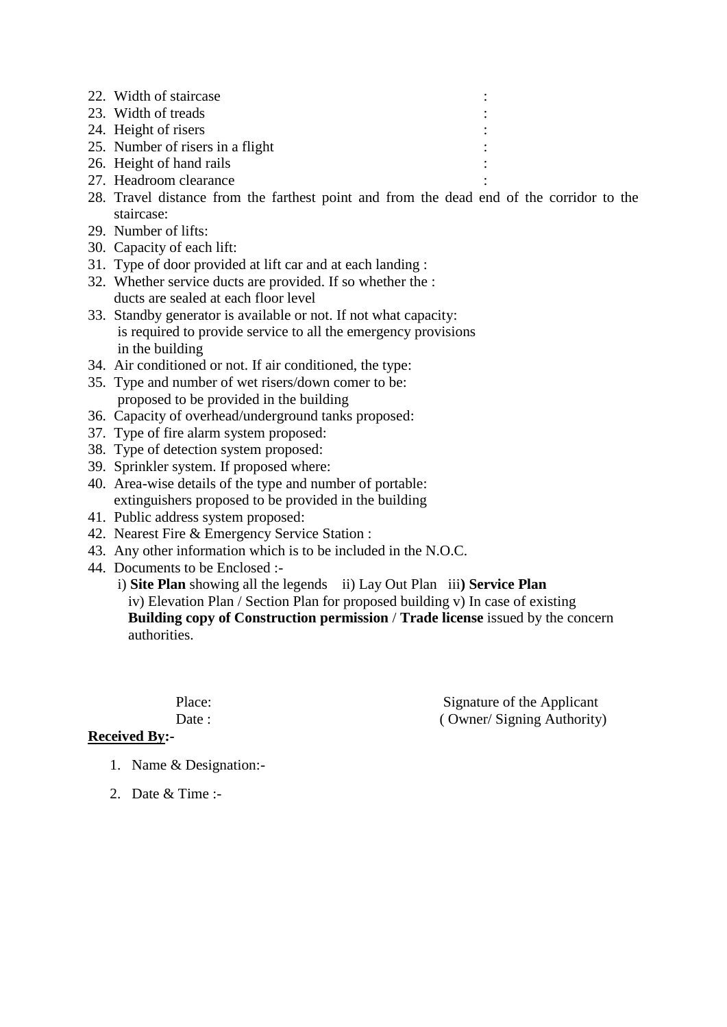22. Width of staircase :
23. Width of treads :
24. Height of risers :
25. Number of risers in a flight :
26. Height of hand rails :
27. Headroom clearance :
28. Travel distance from the farthest point and from the dead end of the corridor to the staircase:
29. Number of lifts:
30. Capacity of each lift:
31. Type of door provided at lift car and at each landing :
32. Whether service ducts are provided. If so whether the : ducts are sealed at each floor level
33. Standby generator is available or not. If not what capacity: is required to provide service to all the emergency provisions in the building
34. Air conditioned or not. If air conditioned, the type:
35. Type and number of wet risers/down comer to be: proposed to be provided in the building
36. Capacity of overhead/underground tanks proposed:
37. Type of fire alarm system proposed:
38. Type of detection system proposed:
39. Sprinkler system. If proposed where:
40. Area-wise details of the type and number of portable: extinguishers proposed to be provided in the building
41. Public address system proposed:
42. Nearest Fire & Emergency Service Station :
43. Any other information which is to be included in the N.O.C.
44. Documents to be Enclosed :-
    i) **Site Plan** showing all the legends ii) Lay Out Plan iii**) Service Plan**
    iv) Elevation Plan / Section Plan for proposed building v) In case of existing **Building copy of Construction permission** / **Trade license** issued by the concern authorities.

Place: Signature of the Applicant

Date : ( Owner/ Signing Authority)

**Received By:-**

1. Name & Designation:-
2. Date & Time :-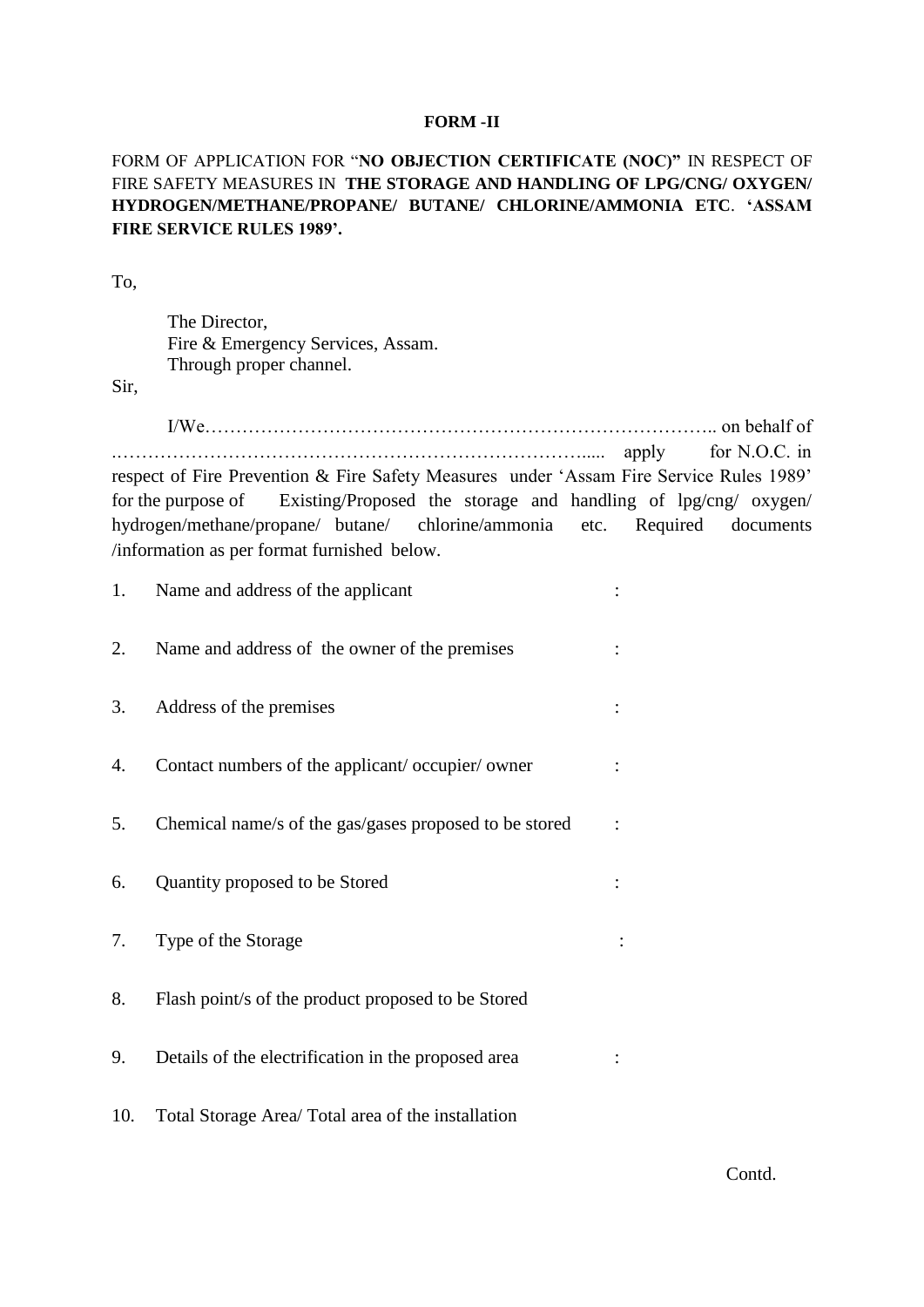**FORM -II**

FORM OF APPLICATION FOR "**NO OBJECTION CERTIFICATE (NOC)"** IN RESPECT OF FIRE SAFETY MEASURES IN **THE STORAGE AND HANDLING OF LPG/CNG/ OXYGEN/ HYDROGEN/METHANE/PROPANE/ BUTANE/ CHLORINE/AMMONIA ETC**. **'ASSAM FIRE SERVICE RULES 1989'.**

To,

The Director,
Fire & Emergency Services, Assam.
Through proper channel.

Sir,

I/We……………………………………………………………………….. on behalf of …………………………………………………………………..... apply for N.O.C. in respect of Fire Prevention & Fire Safety Measures under 'Assam Fire Service Rules 1989' for the purpose of Existing/Proposed the storage and handling of lpg/cng/ oxygen/ hydrogen/methane/propane/ butane/ chlorine/ammonia etc. Required documents /information as per format furnished below.

1. Name and address of the applicant :
2. Name and address of the owner of the premises :
3. Address of the premises :
4. Contact numbers of the applicant/ occupier/ owner :
5. Chemical name/s of the gas/gases proposed to be stored :
6. Quantity proposed to be Stored :
7. Type of the Storage :
8. Flash point/s of the product proposed to be Stored
9. Details of the electrification in the proposed area :
10. Total Storage Area/ Total area of the installation

Contd.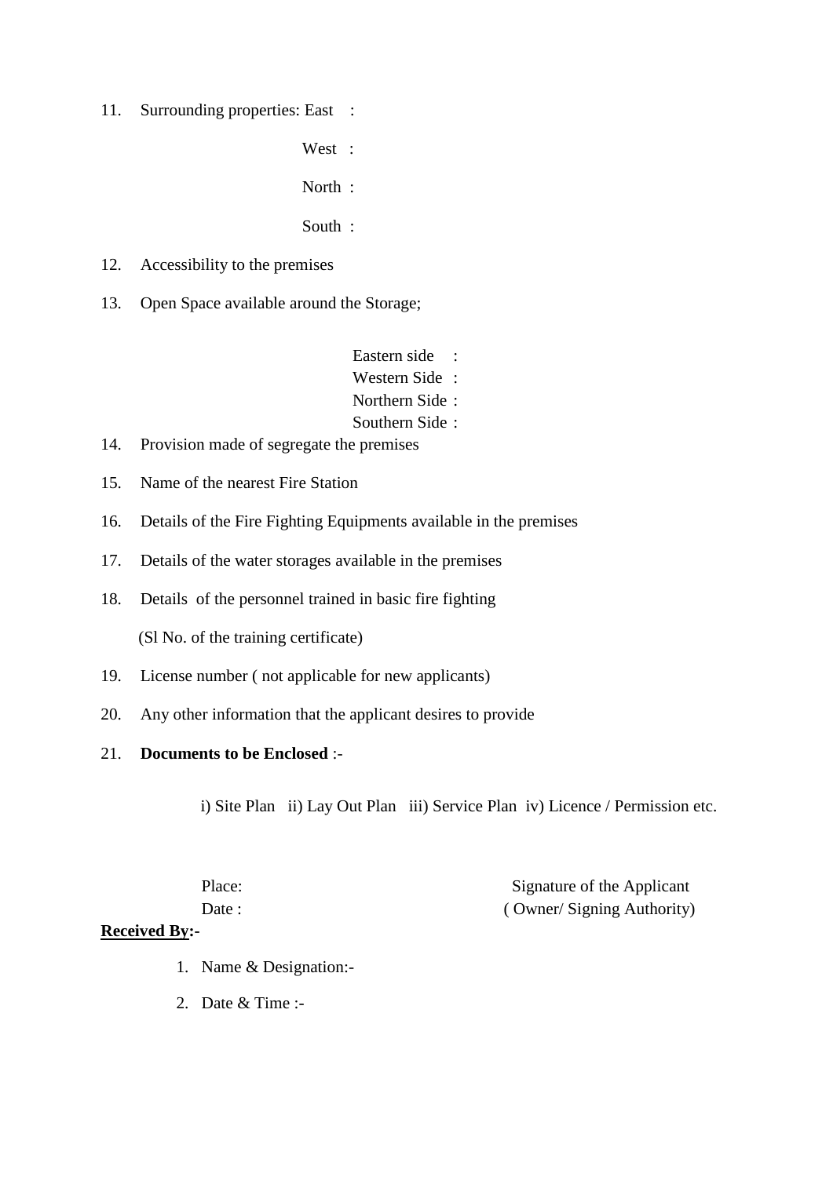11. Surrounding properties: East :

    West :

    North :

    South :

12. Accessibility to the premises

13. Open Space available around the Storage;

    Eastern side :
    Western Side :
    Northern Side :
    Southern Side :

14. Provision made of segregate the premises

15. Name of the nearest Fire Station

16. Details of the Fire Fighting Equipments available in the premises

17. Details of the water storages available in the premises

18. Details of the personnel trained in basic fire fighting

    (Sl No. of the training certificate)

19. License number ( not applicable for new applicants)

20. Any other information that the applicant desires to provide

21. **Documents to be Enclosed** :-

    i) Site Plan ii) Lay Out Plan iii) Service Plan iv) Licence / Permission etc.

Place: Signature of the Applicant

Date : ( Owner/ Signing Authority)

**Received By:-**

1. Name & Designation:-
2. Date & Time :-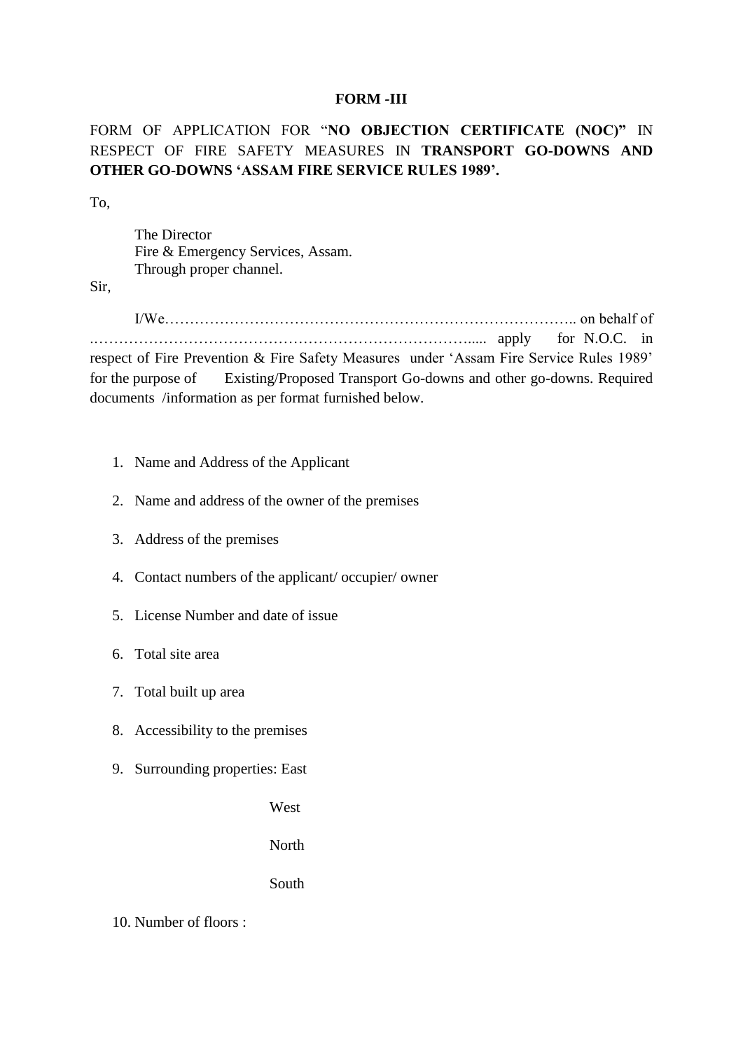**FORM -III**

FORM OF APPLICATION FOR "**NO OBJECTION CERTIFICATE (NOC)"** IN RESPECT OF FIRE SAFETY MEASURES IN **TRANSPORT GO-DOWNS AND OTHER GO-DOWNS 'ASSAM FIRE SERVICE RULES 1989'.**

To,

The Director
Fire & Emergency Services, Assam.
Through proper channel.

Sir,

I/We………………………………………………………………………….. on behalf of …………………………………………………………………..... apply for N.O.C. in respect of Fire Prevention & Fire Safety Measures under 'Assam Fire Service Rules 1989' for the purpose of Existing/Proposed Transport Go-downs and other go-downs. Required documents /information as per format furnished below.

1. Name and Address of the Applicant
2. Name and address of the owner of the premises
3. Address of the premises
4. Contact numbers of the applicant/ occupier/ owner
5. License Number and date of issue
6. Total site area
7. Total built up area
8. Accessibility to the premises
9. Surrounding properties: East

   West

   North

   South

10. Number of floors :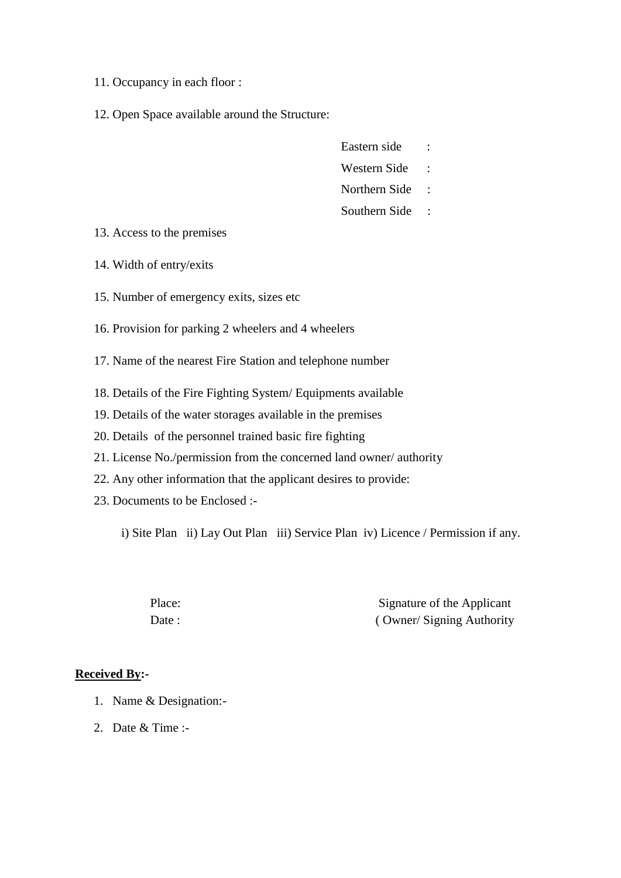11. Occupancy in each floor :

12. Open Space available around the Structure:

    Eastern side :
    Western Side :
    Northern Side :
    Southern Side :

13. Access to the premises

14. Width of entry/exits

15. Number of emergency exits, sizes etc

16. Provision for parking 2 wheelers and 4 wheelers

17. Name of the nearest Fire Station and telephone number

18. Details of the Fire Fighting System/ Equipments available
19. Details of the water storages available in the premises
20. Details of the personnel trained basic fire fighting
21. License No./permission from the concerned land owner/ authority
22. Any other information that the applicant desires to provide:
23. Documents to be Enclosed :-

    i) Site Plan ii) Lay Out Plan iii) Service Plan iv) Licence / Permission if any.

Place: Signature of the Applicant

Date : ( Owner/ Signing Authority

**<u>Received By</u>:-**

1. Name & Designation:-
2. Date & Time :-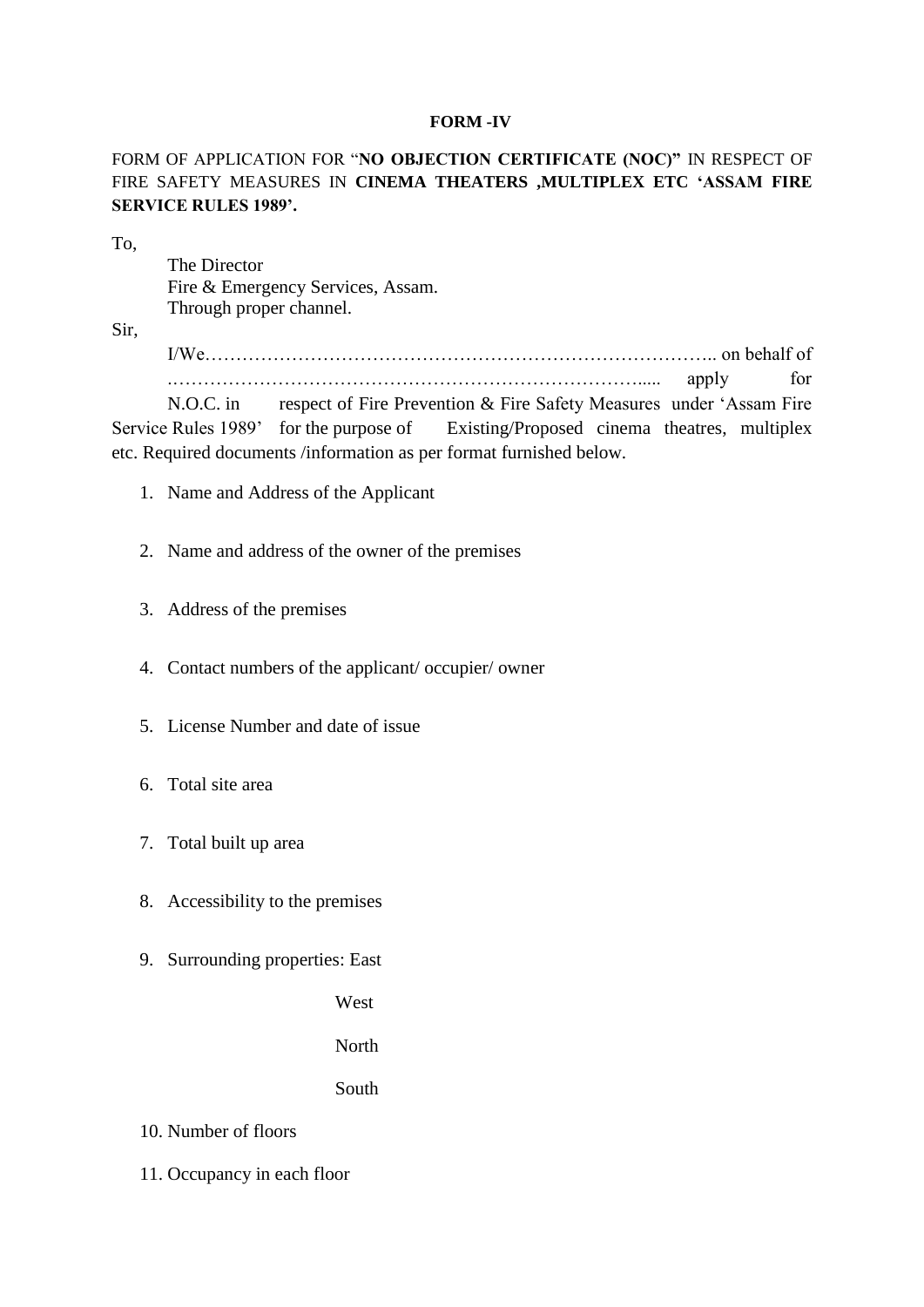**FORM -IV**

FORM OF APPLICATION FOR "**NO OBJECTION CERTIFICATE (NOC)"** IN RESPECT OF FIRE SAFETY MEASURES IN **CINEMA THEATERS ,MULTIPLEX ETC 'ASSAM FIRE SERVICE RULES 1989'.**

To,

The Director
Fire & Emergency Services, Assam.
Through proper channel.

Sir,

I/We……………………………………………………………………….. on behalf of ………………………………………………………………….... apply for N.O.C. in respect of Fire Prevention & Fire Safety Measures under 'Assam Fire Service Rules 1989' for the purpose of Existing/Proposed cinema theatres, multiplex etc. Required documents /information as per format furnished below.

1. Name and Address of the Applicant
2. Name and address of the owner of the premises
3. Address of the premises
4. Contact numbers of the applicant/ occupier/ owner
5. License Number and date of issue
6. Total site area
7. Total built up area
8. Accessibility to the premises
9. Surrounding properties: East

   West

   North

   South
10. Number of floors
11. Occupancy in each floor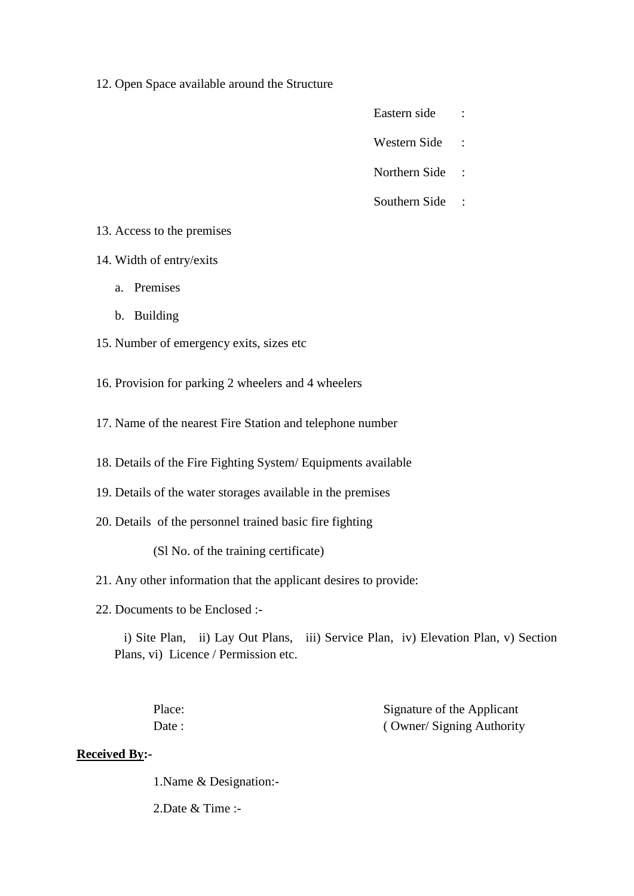12. Open Space available around the Structure

Eastern side :

Western Side :

Northern Side :

Southern Side :

13. Access to the premises

14. Width of entry/exits

    a. Premises

    b. Building

15. Number of emergency exits, sizes etc

16. Provision for parking 2 wheelers and 4 wheelers

17. Name of the nearest Fire Station and telephone number

18. Details of the Fire Fighting System/ Equipments available

19. Details of the water storages available in the premises

20. Details of the personnel trained basic fire fighting

    (Sl No. of the training certificate)

21. Any other information that the applicant desires to provide:

22. Documents to be Enclosed :-

    i) Site Plan, ii) Lay Out Plans, iii) Service Plan, iv) Elevation Plan, v) Section Plans, vi) Licence / Permission etc.

Place: Signature of the Applicant

Date : ( Owner/ Signing Authority

**<u>Received By</u>:-**

1.Name & Designation:-

2.Date & Time :-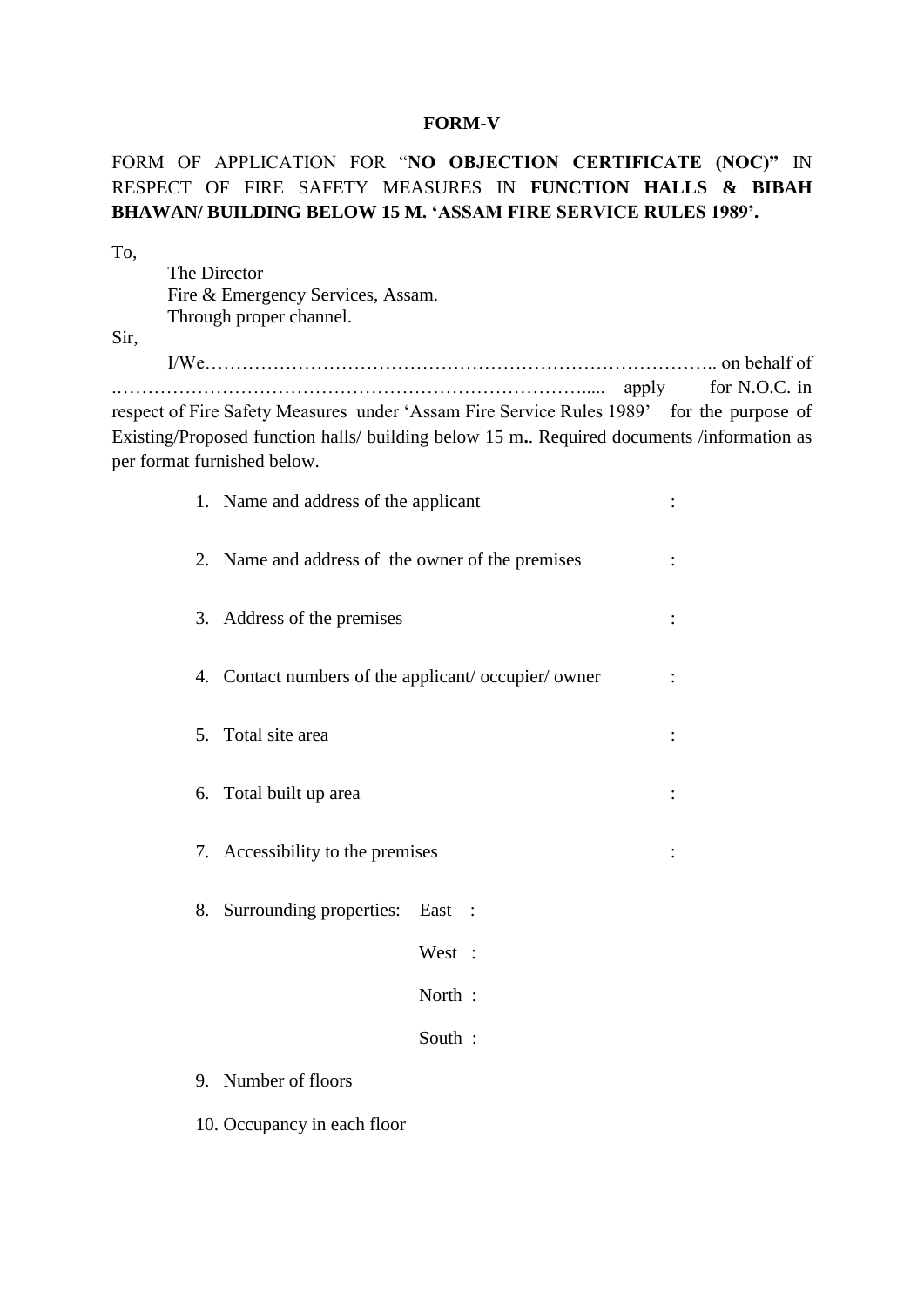**FORM-V**

FORM OF APPLICATION FOR "**NO OBJECTION CERTIFICATE (NOC)"** IN RESPECT OF FIRE SAFETY MEASURES IN **FUNCTION HALLS & BIBAH BHAWAN/ BUILDING BELOW 15 M. 'ASSAM FIRE SERVICE RULES 1989'.**

To,

The Director
Fire & Emergency Services, Assam.
Through proper channel.

Sir,

I/We……………………………………………………………………….. on behalf of .…………………………………………………………………..... apply for N.O.C. in respect of Fire Safety Measures under 'Assam Fire Service Rules 1989' for the purpose of Existing/Proposed function halls/ building below 15 m**.**. Required documents /information as per format furnished below.

1. Name and address of the applicant :
2. Name and address of the owner of the premises :
3. Address of the premises :
4. Contact numbers of the applicant/ occupier/ owner :
5. Total site area :
6. Total built up area :
7. Accessibility to the premises :
8. Surrounding properties: East :

   West :

   North :

   South :
9. Number of floors
10. Occupancy in each floor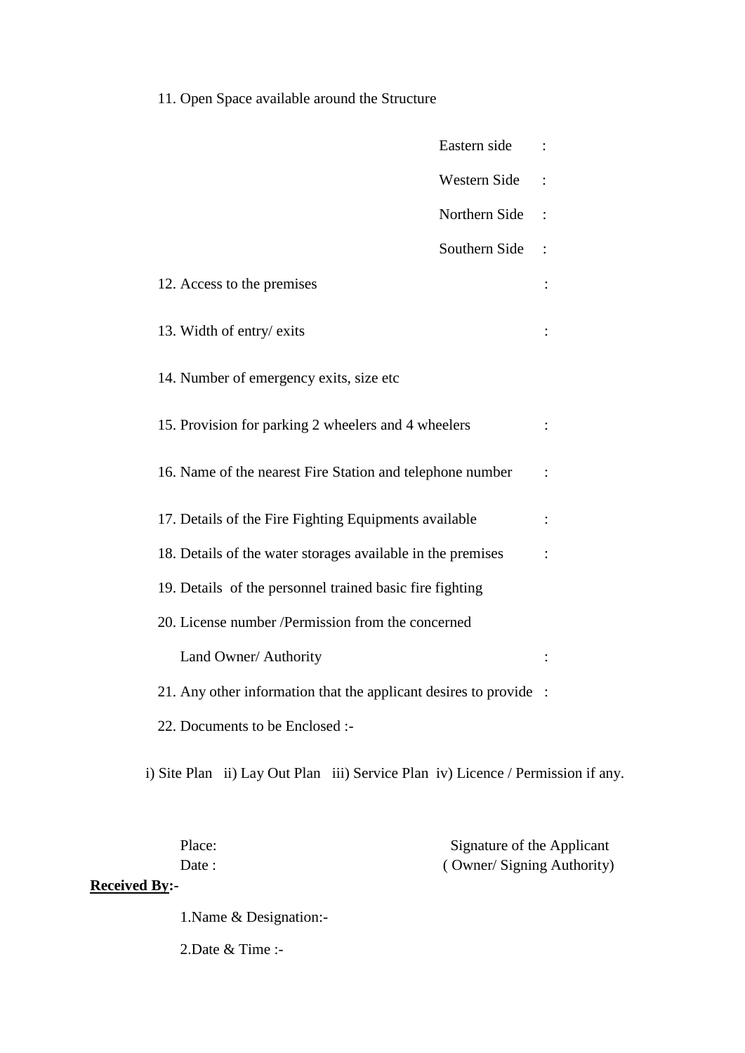11. Open Space available around the Structure

    Eastern side :

    Western Side :

    Northern Side :

    Southern Side :

12. Access to the premises :

13. Width of entry/ exits :

14. Number of emergency exits, size etc

15. Provision for parking 2 wheelers and 4 wheelers :

16. Name of the nearest Fire Station and telephone number :

17. Details of the Fire Fighting Equipments available :

18. Details of the water storages available in the premises :

19. Details of the personnel trained basic fire fighting

20. License number /Permission from the concerned

    Land Owner/ Authority :

21. Any other information that the applicant desires to provide :

22. Documents to be Enclosed :-

i) Site Plan ii) Lay Out Plan iii) Service Plan iv) Licence / Permission if any.

Place:

Date :

Signature of the Applicant

( Owner/ Signing Authority)

**<u>Received By</u>:-**

1.Name & Designation:-

2.Date & Time :-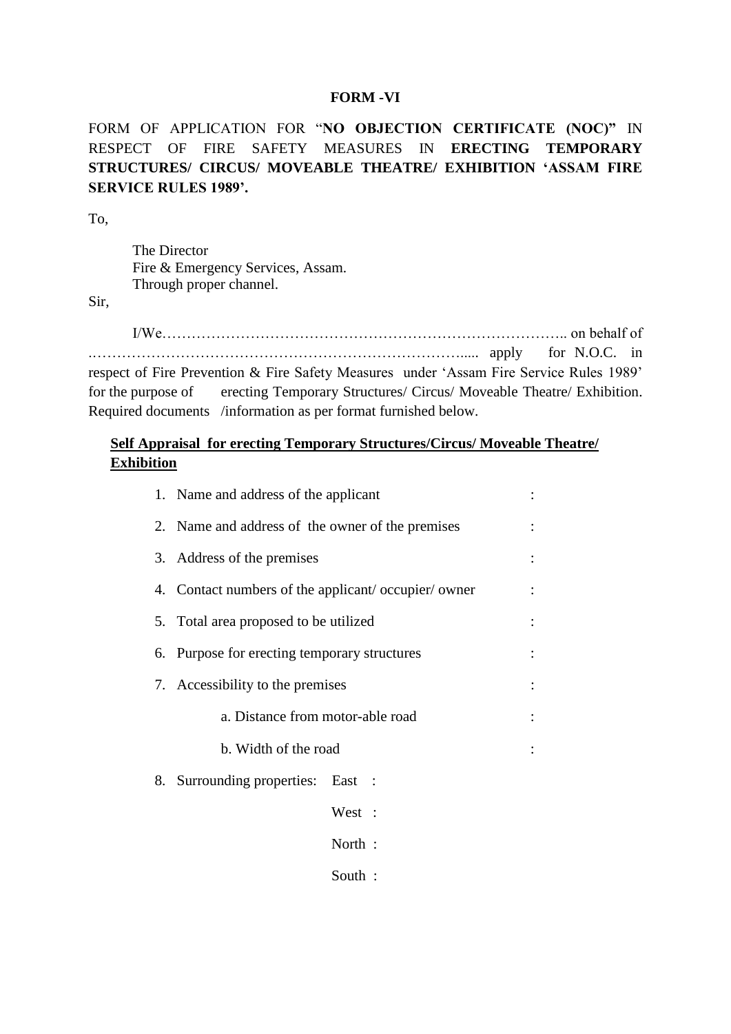**FORM -VI**

FORM OF APPLICATION FOR "**NO OBJECTION CERTIFICATE (NOC)"** IN RESPECT OF FIRE SAFETY MEASURES IN **ERECTING TEMPORARY STRUCTURES/ CIRCUS/ MOVEABLE THEATRE/ EXHIBITION 'ASSAM FIRE SERVICE RULES 1989'.**

To,

The Director
Fire & Emergency Services, Assam.
Through proper channel.

Sir,

I/We………………………………………………………………………….. on behalf of …………………………………………………………………..... apply for N.O.C. in respect of Fire Prevention & Fire Safety Measures under 'Assam Fire Service Rules 1989' for the purpose of erecting Temporary Structures/ Circus/ Moveable Theatre/ Exhibition. Required documents /information as per format furnished below.

**Self Appraisal for erecting Temporary Structures/Circus/ Moveable Theatre/ Exhibition**

1. Name and address of the applicant :
2. Name and address of the owner of the premises :
3. Address of the premises :
4. Contact numbers of the applicant/ occupier/ owner :
5. Total area proposed to be utilized :
6. Purpose for erecting temporary structures :
7. Accessibility to the premises :
   a. Distance from motor-able road :
   b. Width of the road :
8. Surrounding properties: East :
   West :
   North :
   South :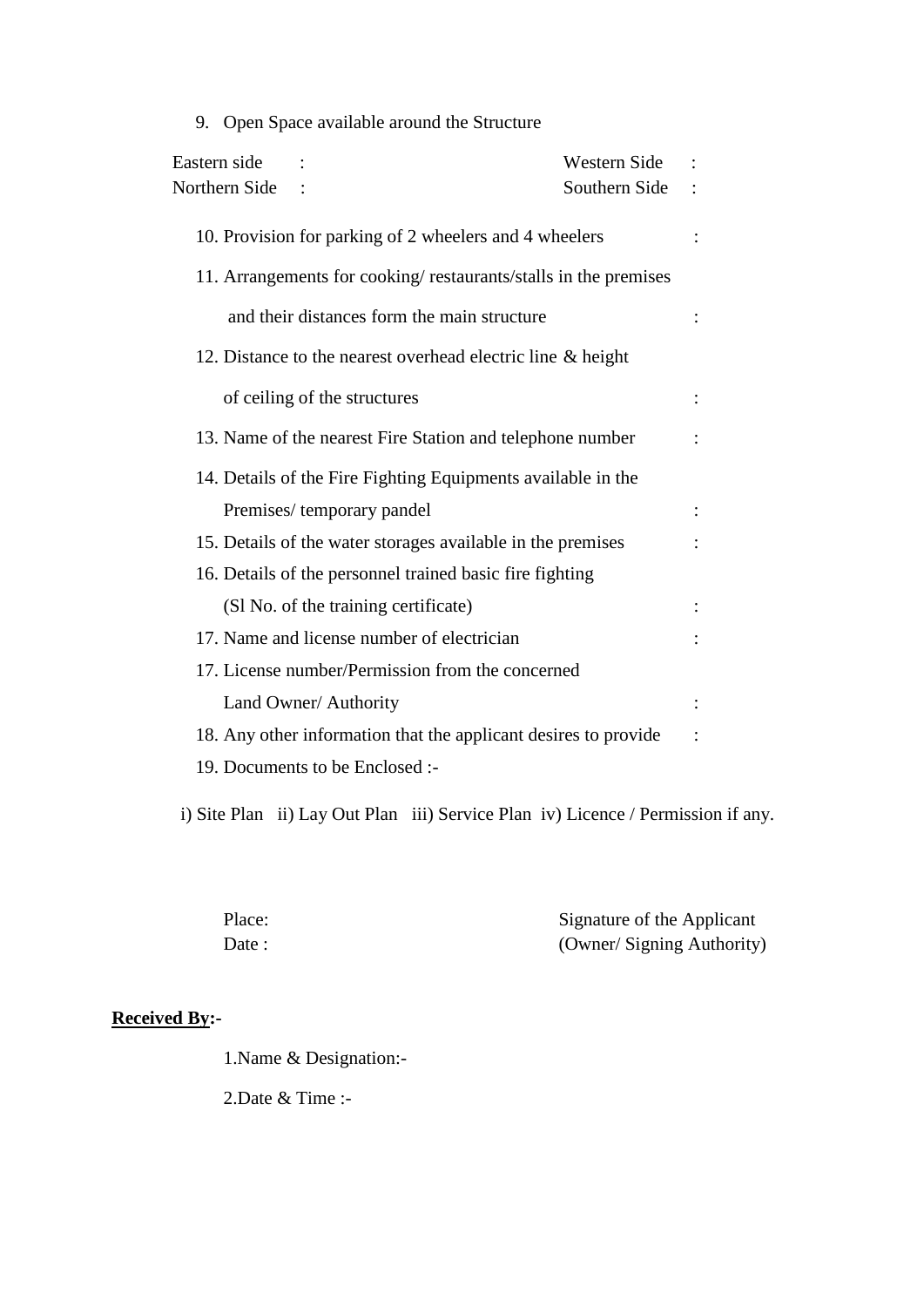9. Open Space available around the Structure

Eastern side : Western Side :

Northern Side : Southern Side :

10. Provision for parking of 2 wheelers and 4 wheelers :

11. Arrangements for cooking/ restaurants/stalls in the premises

    and their distances form the main structure :

12. Distance to the nearest overhead electric line & height

    of ceiling of the structures :

13. Name of the nearest Fire Station and telephone number :

14. Details of the Fire Fighting Equipments available in the
    Premises/ temporary pandel :

15. Details of the water storages available in the premises :

16. Details of the personnel trained basic fire fighting
    (Sl No. of the training certificate) :

17. Name and license number of electrician :

17. License number/Permission from the concerned
    Land Owner/ Authority :

18. Any other information that the applicant desires to provide :

19. Documents to be Enclosed :-

i) Site Plan ii) Lay Out Plan iii) Service Plan iv) Licence / Permission if any.

Place:
Date :

Signature of the Applicant
(Owner/ Signing Authority)

**Received By:-**

1.Name & Designation:-

2.Date & Time :-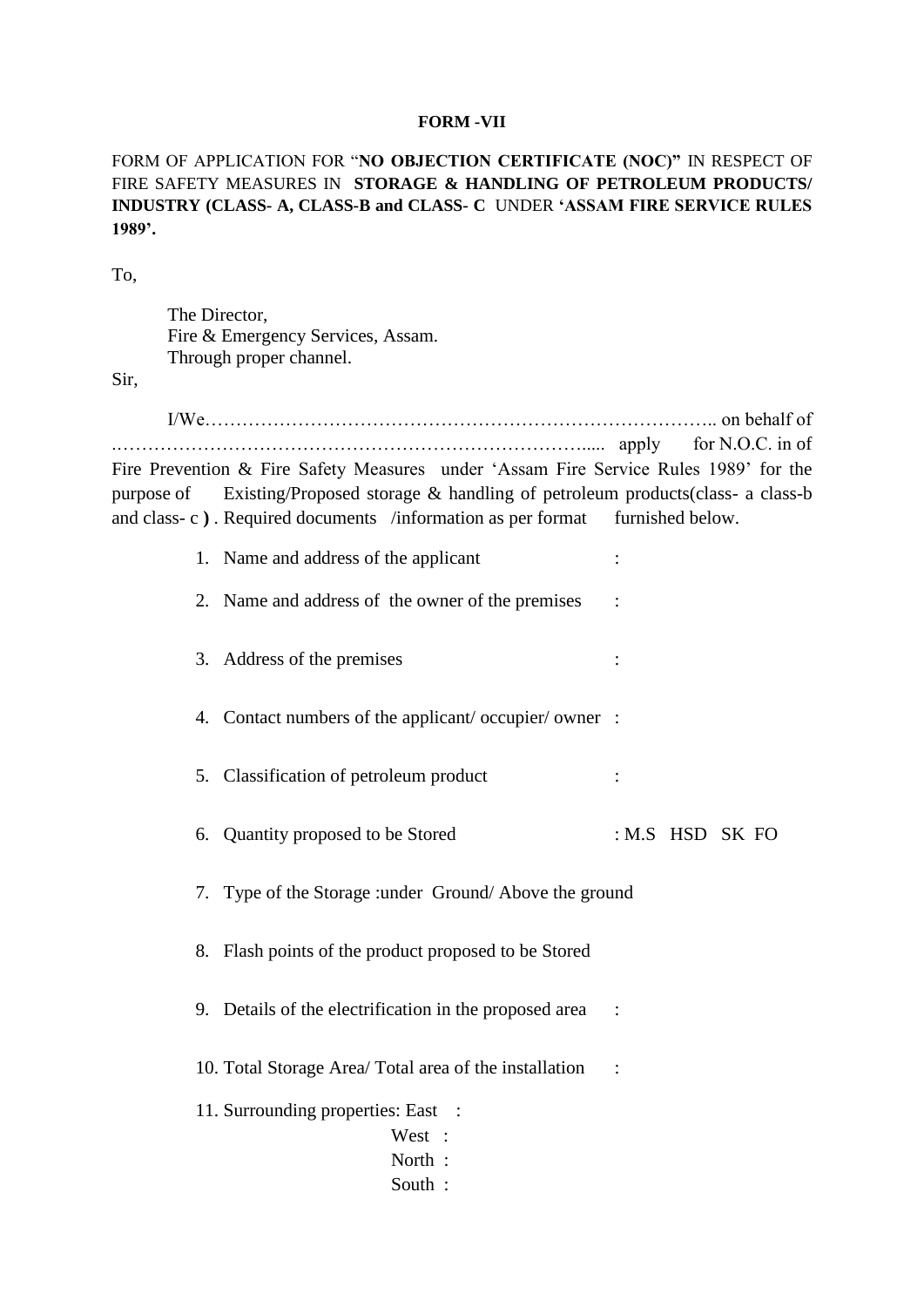**FORM -VII**

FORM OF APPLICATION FOR "**NO OBJECTION CERTIFICATE (NOC)"** IN RESPECT OF FIRE SAFETY MEASURES IN **STORAGE & HANDLING OF PETROLEUM PRODUCTS/ INDUSTRY (CLASS- A, CLASS-B and CLASS- C** UNDER **'ASSAM FIRE SERVICE RULES 1989'.**

To,

The Director,
Fire & Emergency Services, Assam.
Through proper channel.

Sir,

I/We……………………………………………………………………….. on behalf of ………………………………………………………………….... apply for N.O.C. in of Fire Prevention & Fire Safety Measures under 'Assam Fire Service Rules 1989' for the purpose of Existing/Proposed storage & handling of petroleum products(class- a class-b and class- c **)** . Required documents /information as per format furnished below.

1. Name and address of the applicant :
2. Name and address of the owner of the premises :
3. Address of the premises :
4. Contact numbers of the applicant/ occupier/ owner :
5. Classification of petroleum product :
6. Quantity proposed to be Stored : M.S HSD SK FO
7. Type of the Storage :under Ground/ Above the ground
8. Flash points of the product proposed to be Stored
9. Details of the electrification in the proposed area :
10. Total Storage Area/ Total area of the installation :
11. Surrounding properties: East :
    West :
    North :
    South :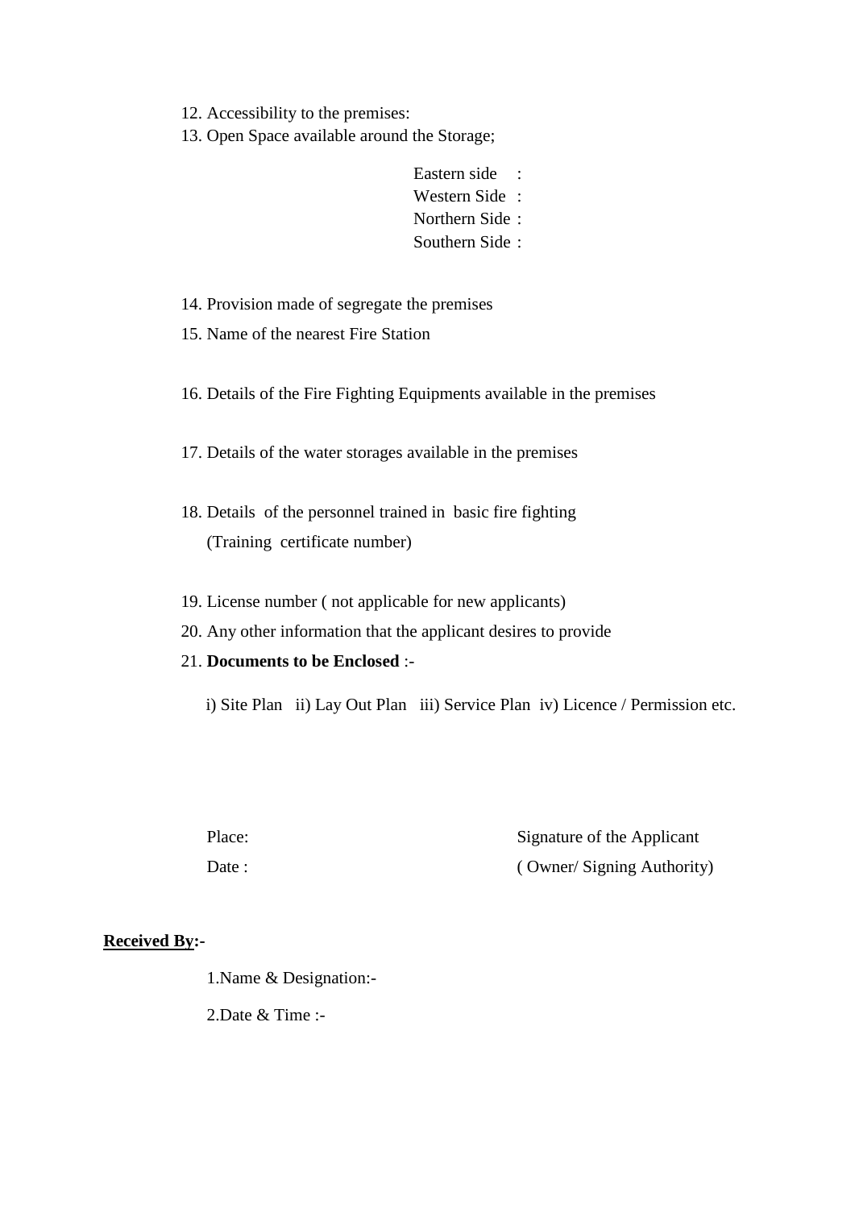12. Accessibility to the premises:
13. Open Space available around the Storage;

    Eastern side :
    Western Side :
    Northern Side :
    Southern Side :

14. Provision made of segregate the premises
15. Name of the nearest Fire Station
16. Details of the Fire Fighting Equipments available in the premises
17. Details of the water storages available in the premises
18. Details of the personnel trained in basic fire fighting
    (Training certificate number)
19. License number ( not applicable for new applicants)
20. Any other information that the applicant desires to provide
21. **Documents to be Enclosed** :-

    i) Site Plan ii) Lay Out Plan iii) Service Plan iv) Licence / Permission etc.

Place: Signature of the Applicant

Date : ( Owner/ Signing Authority)

**Received By:-**

1.Name & Designation:-

2.Date & Time :-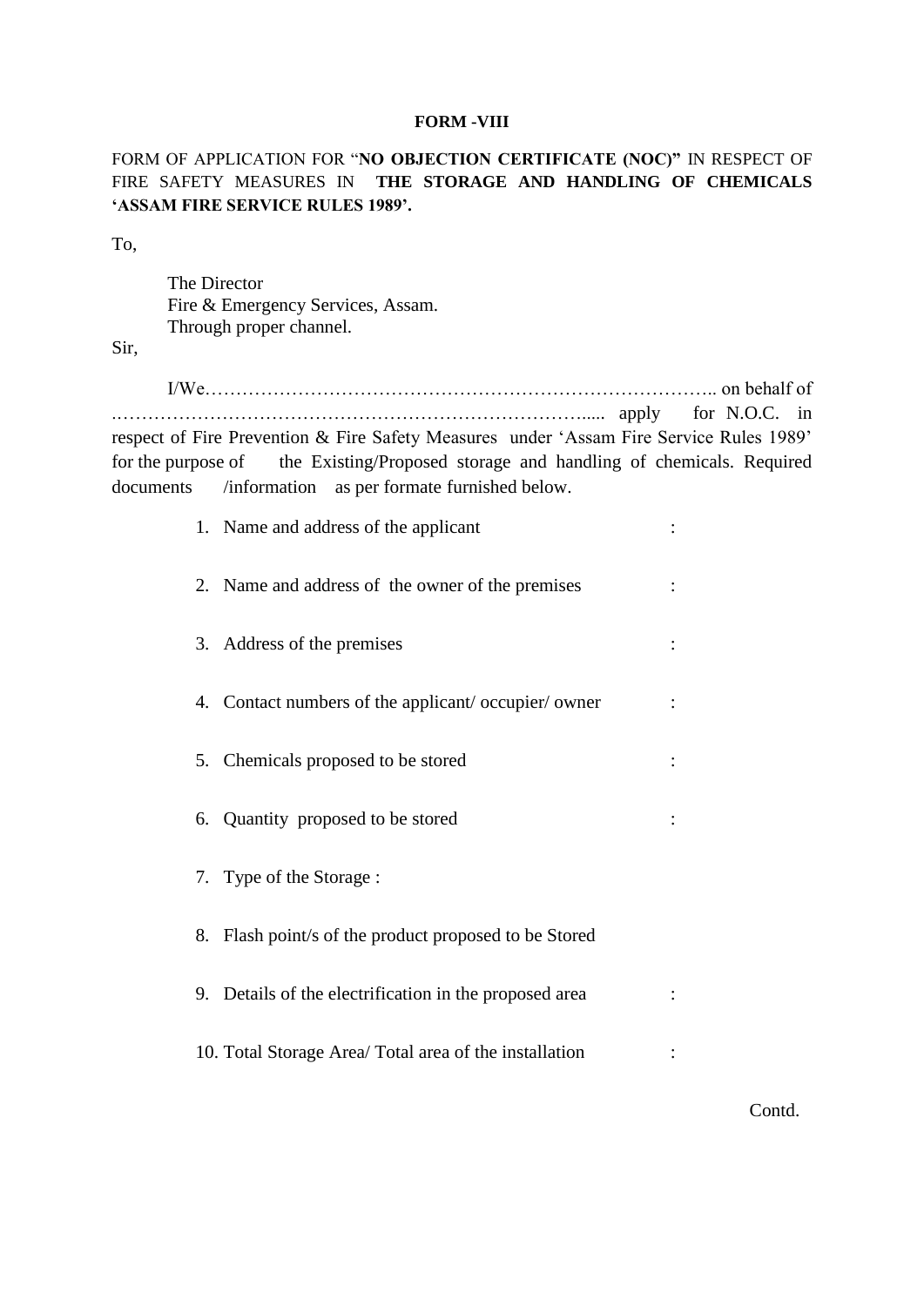**FORM -VIII**

FORM OF APPLICATION FOR "**NO OBJECTION CERTIFICATE (NOC)**" IN RESPECT OF FIRE SAFETY MEASURES IN **THE STORAGE AND HANDLING OF CHEMICALS 'ASSAM FIRE SERVICE RULES 1989'.**

To,

The Director
Fire & Emergency Services, Assam.
Through proper channel.

Sir,

I/We………………………………………………………………………….. on behalf of ……………………………………………………………………..... apply for N.O.C. in respect of Fire Prevention & Fire Safety Measures under 'Assam Fire Service Rules 1989' for the purpose of the Existing/Proposed storage and handling of chemicals. Required documents /information as per formate furnished below.

1. Name and address of the applicant :
2. Name and address of the owner of the premises :
3. Address of the premises :
4. Contact numbers of the applicant/ occupier/ owner :
5. Chemicals proposed to be stored :
6. Quantity proposed to be stored :
7. Type of the Storage :
8. Flash point/s of the product proposed to be Stored
9. Details of the electrification in the proposed area :
10. Total Storage Area/ Total area of the installation :

Contd.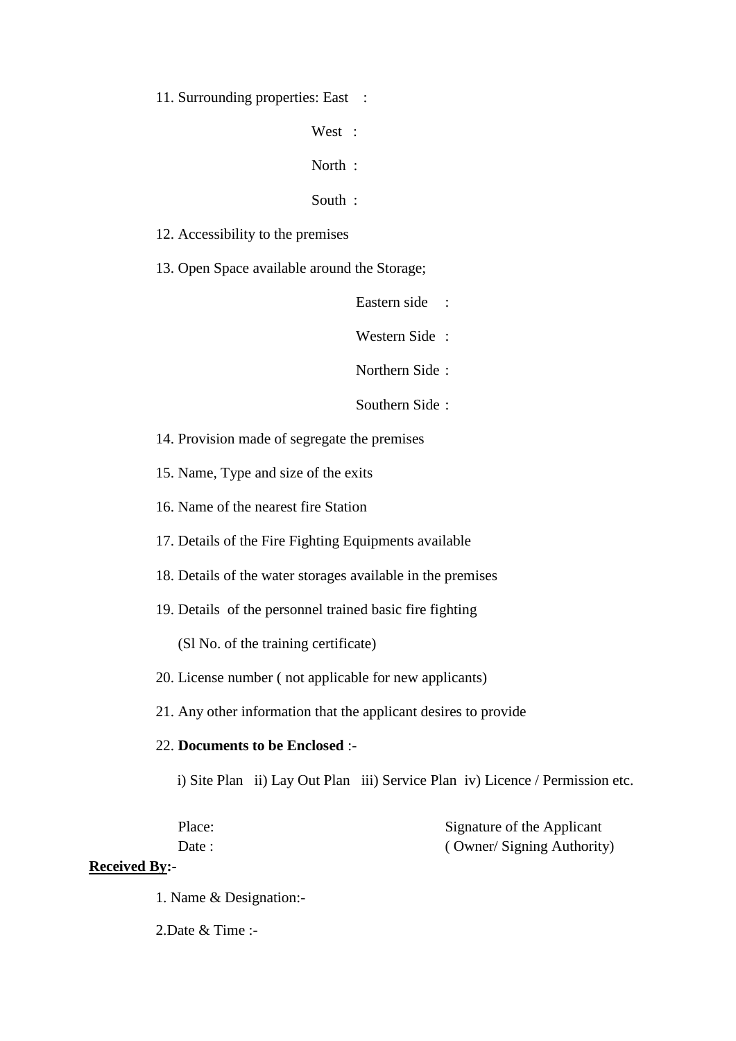11. Surrounding properties: East :

West :

North :

South :

12. Accessibility to the premises

13. Open Space available around the Storage;

Eastern side :

Western Side :

Northern Side :

Southern Side :

14. Provision made of segregate the premises

15. Name, Type and size of the exits

16. Name of the nearest fire Station

17. Details of the Fire Fighting Equipments available

18. Details of the water storages available in the premises

19. Details of the personnel trained basic fire fighting

(Sl No. of the training certificate)

20. License number ( not applicable for new applicants)

21. Any other information that the applicant desires to provide

22. **Documents to be Enclosed** :-

i) Site Plan ii) Lay Out Plan iii) Service Plan iv) Licence / Permission etc.

Place: Signature of the Applicant

Date : ( Owner/ Signing Authority)

**Received By:-**

1. Name & Designation:-

2.Date & Time :-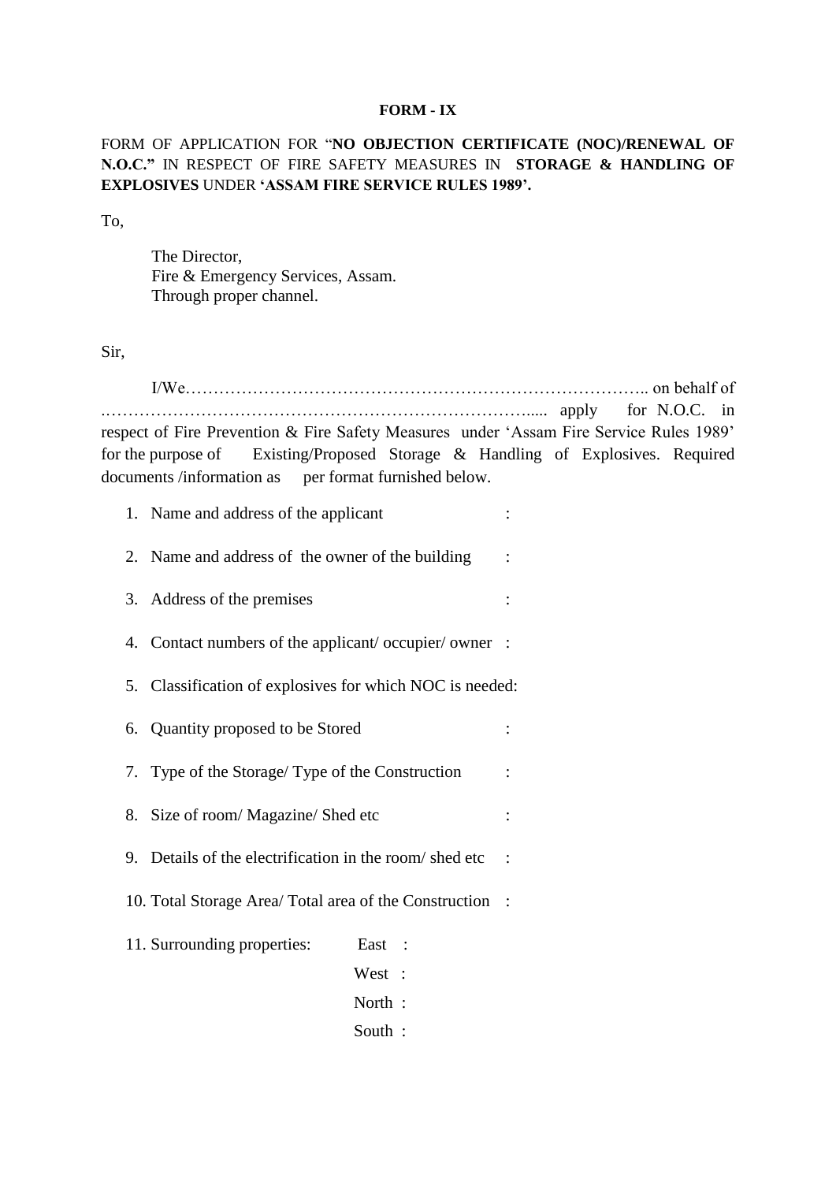**FORM - IX**

FORM OF APPLICATION FOR "**NO OBJECTION CERTIFICATE (NOC)/RENEWAL OF N.O.C.**" IN RESPECT OF FIRE SAFETY MEASURES IN **STORAGE & HANDLING OF EXPLOSIVES** UNDER **'ASSAM FIRE SERVICE RULES 1989'.**

To,

The Director,
Fire & Emergency Services, Assam.
Through proper channel.

Sir,

I/We……………………………………………………………………….. on behalf of …………………………………………………………………..... apply for N.O.C. in respect of Fire Prevention & Fire Safety Measures under 'Assam Fire Service Rules 1989' for the purpose of Existing/Proposed Storage & Handling of Explosives. Required documents /information as per format furnished below.

1. Name and address of the applicant :
2. Name and address of the owner of the building :
3. Address of the premises :
4. Contact numbers of the applicant/ occupier/ owner :
5. Classification of explosives for which NOC is needed:
6. Quantity proposed to be Stored :
7. Type of the Storage/ Type of the Construction :
8. Size of room/ Magazine/ Shed etc :
9. Details of the electrification in the room/ shed etc :
10. Total Storage Area/ Total area of the Construction :
11. Surrounding properties: East :
    West :
    North :
    South :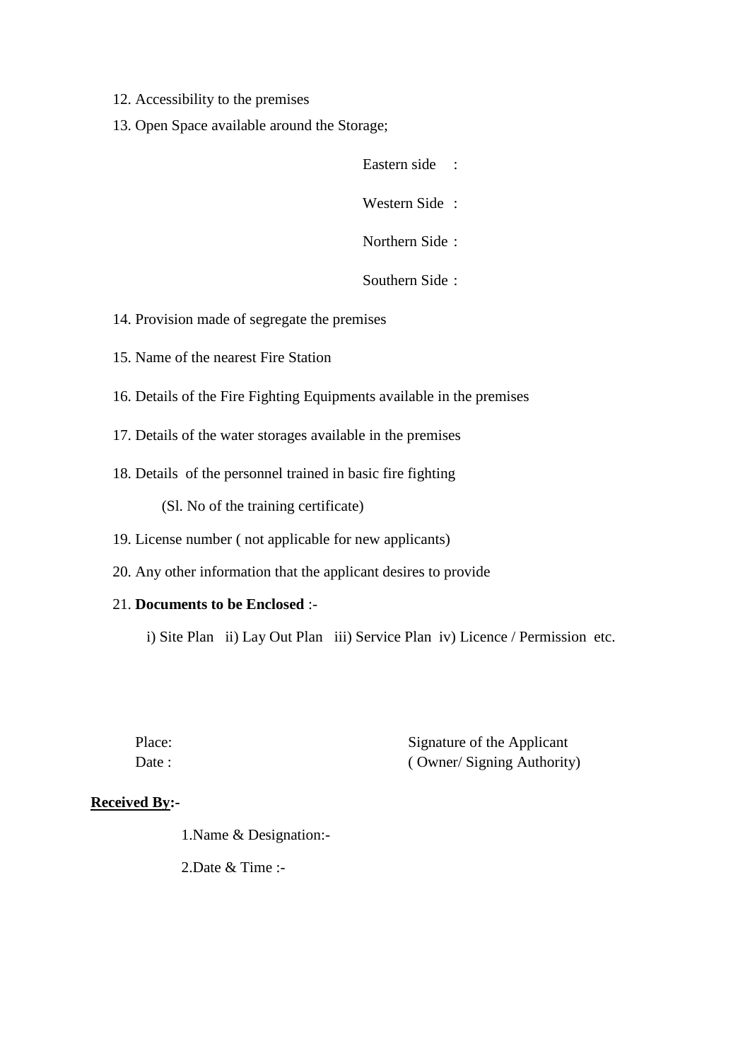12. Accessibility to the premises
13. Open Space available around the Storage;

    Eastern side :

    Western Side :

    Northern Side :

    Southern Side :

14. Provision made of segregate the premises
15. Name of the nearest Fire Station
16. Details of the Fire Fighting Equipments available in the premises
17. Details of the water storages available in the premises
18. Details of the personnel trained in basic fire fighting

    (Sl. No of the training certificate)

19. License number ( not applicable for new applicants)
20. Any other information that the applicant desires to provide
21. **Documents to be Enclosed** :-

    i) Site Plan ii) Lay Out Plan iii) Service Plan iv) Licence / Permission etc.

Place:
Date :

Signature of the Applicant
( Owner/ Signing Authority)

**<u>Received By</u>:-**

1.Name & Designation:-

2.Date & Time :-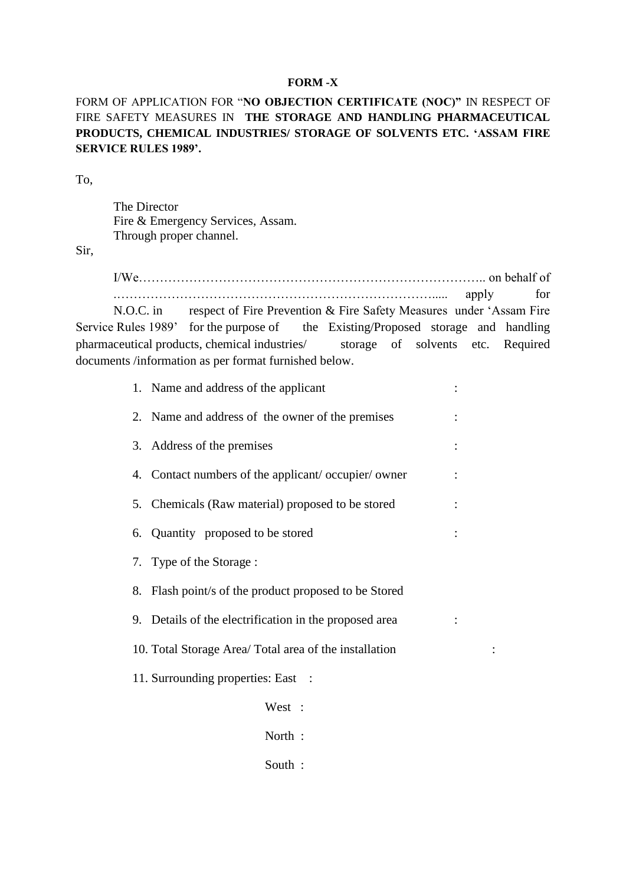**FORM -X**

FORM OF APPLICATION FOR "**NO OBJECTION CERTIFICATE (NOC)"** IN RESPECT OF FIRE SAFETY MEASURES IN **THE STORAGE AND HANDLING PHARMACEUTICAL PRODUCTS, CHEMICAL INDUSTRIES/ STORAGE OF SOLVENTS ETC. 'ASSAM FIRE SERVICE RULES 1989'.**

To,

The Director
Fire & Emergency Services, Assam.
Through proper channel.

Sir,

I/We………………………………………………………………………….. on behalf of ……………………………………………………………………..... apply for N.O.C. in respect of Fire Prevention & Fire Safety Measures under 'Assam Fire Service Rules 1989' for the purpose of the Existing/Proposed storage and handling pharmaceutical products, chemical industries/ storage of solvents etc. Required documents /information as per format furnished below.

1. Name and address of the applicant :
2. Name and address of the owner of the premises :
3. Address of the premises :
4. Contact numbers of the applicant/ occupier/ owner :
5. Chemicals (Raw material) proposed to be stored :
6. Quantity proposed to be stored :
7. Type of the Storage :
8. Flash point/s of the product proposed to be Stored
9. Details of the electrification in the proposed area :
10. Total Storage Area/ Total area of the installation :
11. Surrounding properties: East :

    West :

    North :

    South :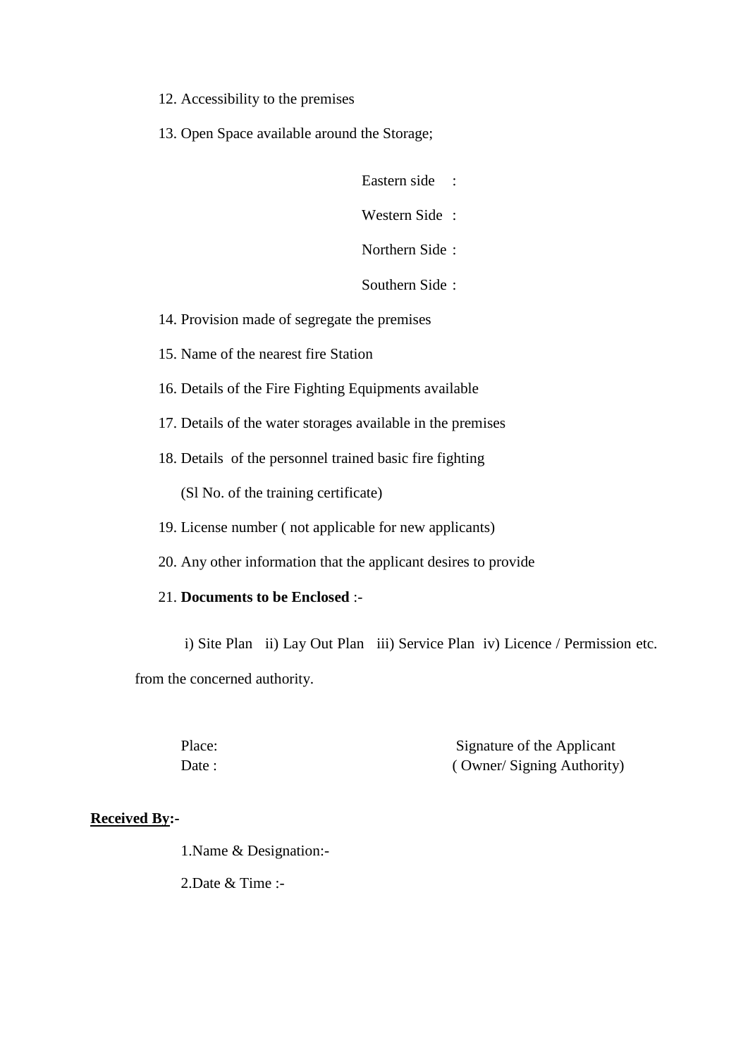12. Accessibility to the premises
13. Open Space available around the Storage;

    Eastern side :

    Western Side :

    Northern Side :

    Southern Side :

14. Provision made of segregate the premises
15. Name of the nearest fire Station
16. Details of the Fire Fighting Equipments available
17. Details of the water storages available in the premises
18. Details of the personnel trained basic fire fighting

    (Sl No. of the training certificate)

19. License number ( not applicable for new applicants)
20. Any other information that the applicant desires to provide
21. **Documents to be Enclosed** :-

    i) Site Plan ii) Lay Out Plan iii) Service Plan iv) Licence / Permission etc. from the concerned authority.

Place: Signature of the Applicant
Date : ( Owner/ Signing Authority)

**<u>Received By</u>:-**

1.Name & Designation:-

2.Date & Time :-